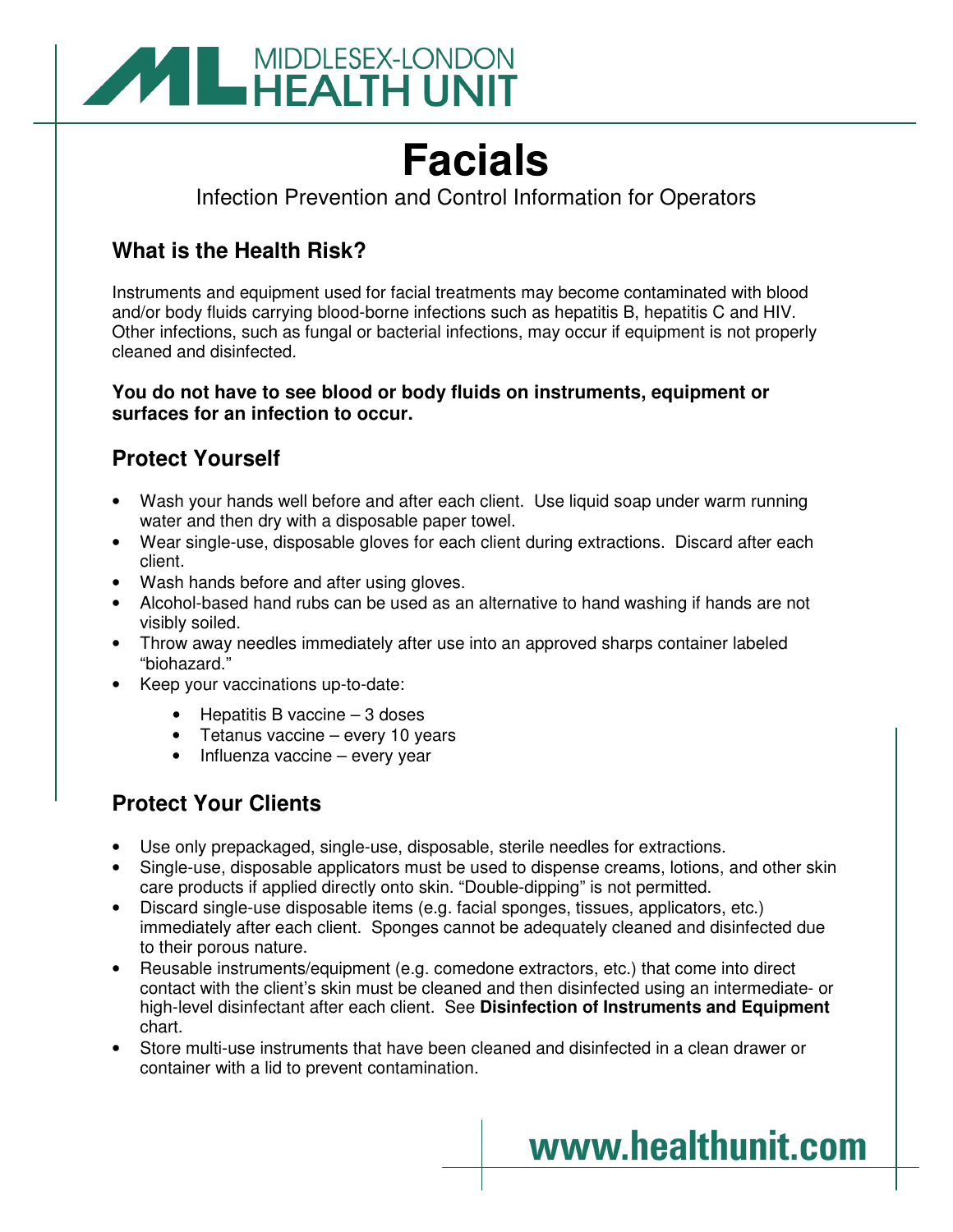MIDDLESEX-LONDON HEALTH UNIT

# Facials

Infection Prevention and Control Information for Operators

## What is the Health Risk?

Instruments and equipment used for facial treatments may become contaminated with blood and/or body fluids carrying blood-borne infections such as hepatitis B, hepatitis C and HIV. Other infections, such as fungal or bacterial infections, may occur if equipment is not properly cleaned and disinfected.

**You do not have to see blood or body fluids on instruments, equipment or surfaces for an infection to occur.**

## Protect Yourself

- Wash your hands well before and after each client. Use liquid soap under warm running water and then dry with a disposable paper towel.
- Wear single-use, disposable gloves for each client during extractions. Discard after each client.
- Wash hands before and after using gloves.
- Alcohol-based hand rubs can be used as an alternative to hand washing if hands are not visibly soiled.
- Throw away needles immediately after use into an approved sharps container labeled "biohazard."
- Keep your vaccinations up-to-date:
    - Hepatitis B vaccine – 3 doses
    - Tetanus vaccine – every 10 years
    - Influenza vaccine – every year

## Protect Your Clients

- Use only prepackaged, single-use, disposable, sterile needles for extractions.
- Single-use, disposable applicators must be used to dispense creams, lotions, and other skin care products if applied directly onto skin. "Double-dipping" is not permitted.
- Discard single-use disposable items (e.g. facial sponges, tissues, applicators, etc.) immediately after each client. Sponges cannot be adequately cleaned and disinfected due to their porous nature.
- Reusable instruments/equipment (e.g. comedone extractors, etc.) that come into direct contact with the client's skin must be cleaned and then disinfected using an intermediate- or high-level disinfectant after each client. See **Disinfection of Instruments and Equipment** chart.
- Store multi-use instruments that have been cleaned and disinfected in a clean drawer or container with a lid to prevent contamination.

www.healthunit.com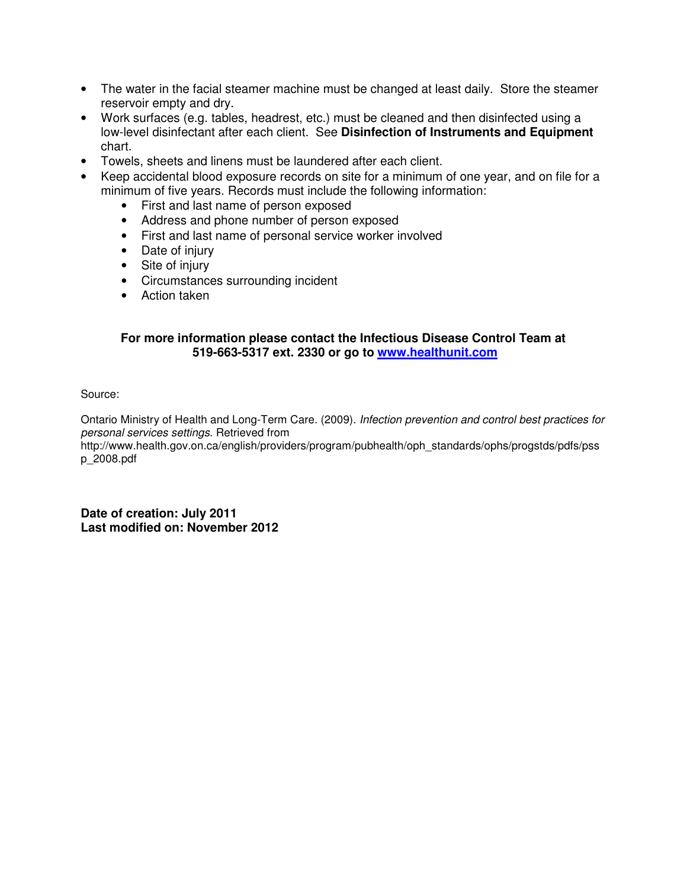- The water in the facial steamer machine must be changed at least daily. Store the steamer reservoir empty and dry.
- Work surfaces (e.g. tables, headrest, etc.) must be cleaned and then disinfected using a low-level disinfectant after each client. See **Disinfection of Instruments and Equipment** chart.
- Towels, sheets and linens must be laundered after each client.
- Keep accidental blood exposure records on site for a minimum of one year, and on file for a minimum of five years. Records must include the following information:
  - First and last name of person exposed
  - Address and phone number of person exposed
  - First and last name of personal service worker involved
  - Date of injury
  - Site of injury
  - Circumstances surrounding incident
  - Action taken

**For more information please contact the Infectious Disease Control Team at 519-663-5317 ext. 2330 or go to [www.healthunit.com](http://www.healthunit.com)**

Source:

Ontario Ministry of Health and Long-Term Care. (2009). *Infection prevention and control best practices for personal services settings*. Retrieved from http://www.health.gov.on.ca/english/providers/program/pubhealth/oph_standards/ophs/progstds/pdfs/pssp_2008.pdf

**Date of creation: July 2011**
**Last modified on: November 2012**